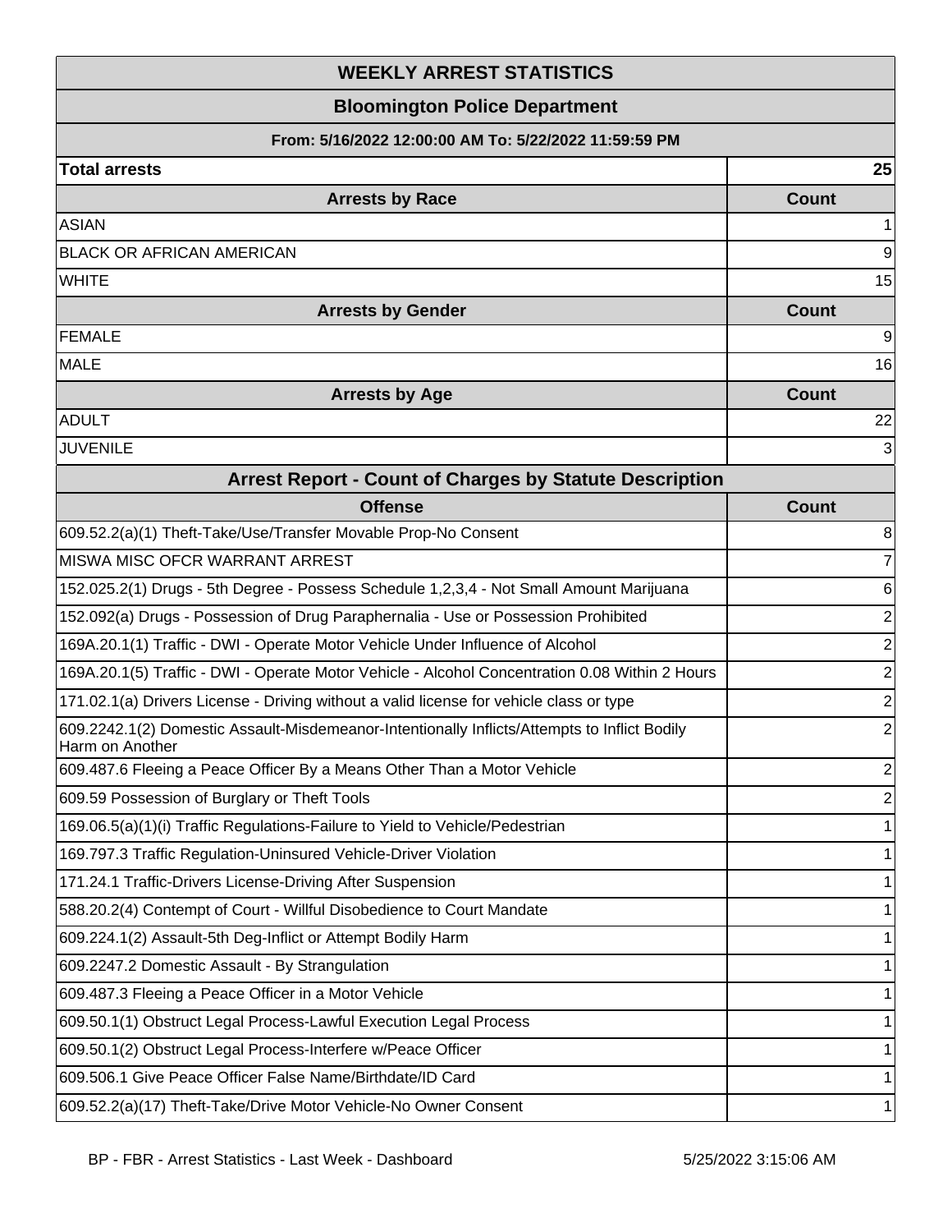# WEEKLY ARREST STATISTICS

## Bloomington Police Department

**From: 5/16/2022 12:00:00 AM To: 5/22/2022 11:59:59 PM**

| Total arrests | 25 |
|---|---|

| Arrests by Race | Count |
|---|---|
| ASIAN | 1 |
| BLACK OR AFRICAN AMERICAN | 9 |
| WHITE | 15 |

| Arrests by Gender | Count |
|---|---|
| FEMALE | 9 |
| MALE | 16 |

| Arrests by Age | Count |
|---|---|
| ADULT | 22 |
| JUVENILE | 3 |

## Arrest Report - Count of Charges by Statute Description

| Offense | Count |
|---|---|
| 609.52.2(a)(1) Theft-Take/Use/Transfer Movable Prop-No Consent | 8 |
| MISWA MISC OFCR WARRANT ARREST | 7 |
| 152.025.2(1) Drugs - 5th Degree - Possess Schedule 1,2,3,4 - Not Small Amount Marijuana | 6 |
| 152.092(a) Drugs - Possession of Drug Paraphernalia - Use or Possession Prohibited | 2 |
| 169A.20.1(1) Traffic - DWI - Operate Motor Vehicle Under Influence of Alcohol | 2 |
| 169A.20.1(5) Traffic - DWI - Operate Motor Vehicle - Alcohol Concentration 0.08 Within 2 Hours | 2 |
| 171.02.1(a) Drivers License - Driving without a valid license for vehicle class or type | 2 |
| 609.2242.1(2) Domestic Assault-Misdemeanor-Intentionally Inflicts/Attempts to Inflict Bodily Harm on Another | 2 |
| 609.487.6 Fleeing a Peace Officer By a Means Other Than a Motor Vehicle | 2 |
| 609.59 Possession of Burglary or Theft Tools | 2 |
| 169.06.5(a)(1)(i) Traffic Regulations-Failure to Yield to Vehicle/Pedestrian | 1 |
| 169.797.3 Traffic Regulation-Uninsured Vehicle-Driver Violation | 1 |
| 171.24.1 Traffic-Drivers License-Driving After Suspension | 1 |
| 588.20.2(4) Contempt of Court - Willful Disobedience to Court Mandate | 1 |
| 609.224.1(2) Assault-5th Deg-Inflict or Attempt Bodily Harm | 1 |
| 609.2247.2 Domestic Assault - By Strangulation | 1 |
| 609.487.3 Fleeing a Peace Officer in a Motor Vehicle | 1 |
| 609.50.1(1) Obstruct Legal Process-Lawful Execution Legal Process | 1 |
| 609.50.1(2) Obstruct Legal Process-Interfere w/Peace Officer | 1 |
| 609.506.1 Give Peace Officer False Name/Birthdate/ID Card | 1 |
| 609.52.2(a)(17) Theft-Take/Drive Motor Vehicle-No Owner Consent | 1 |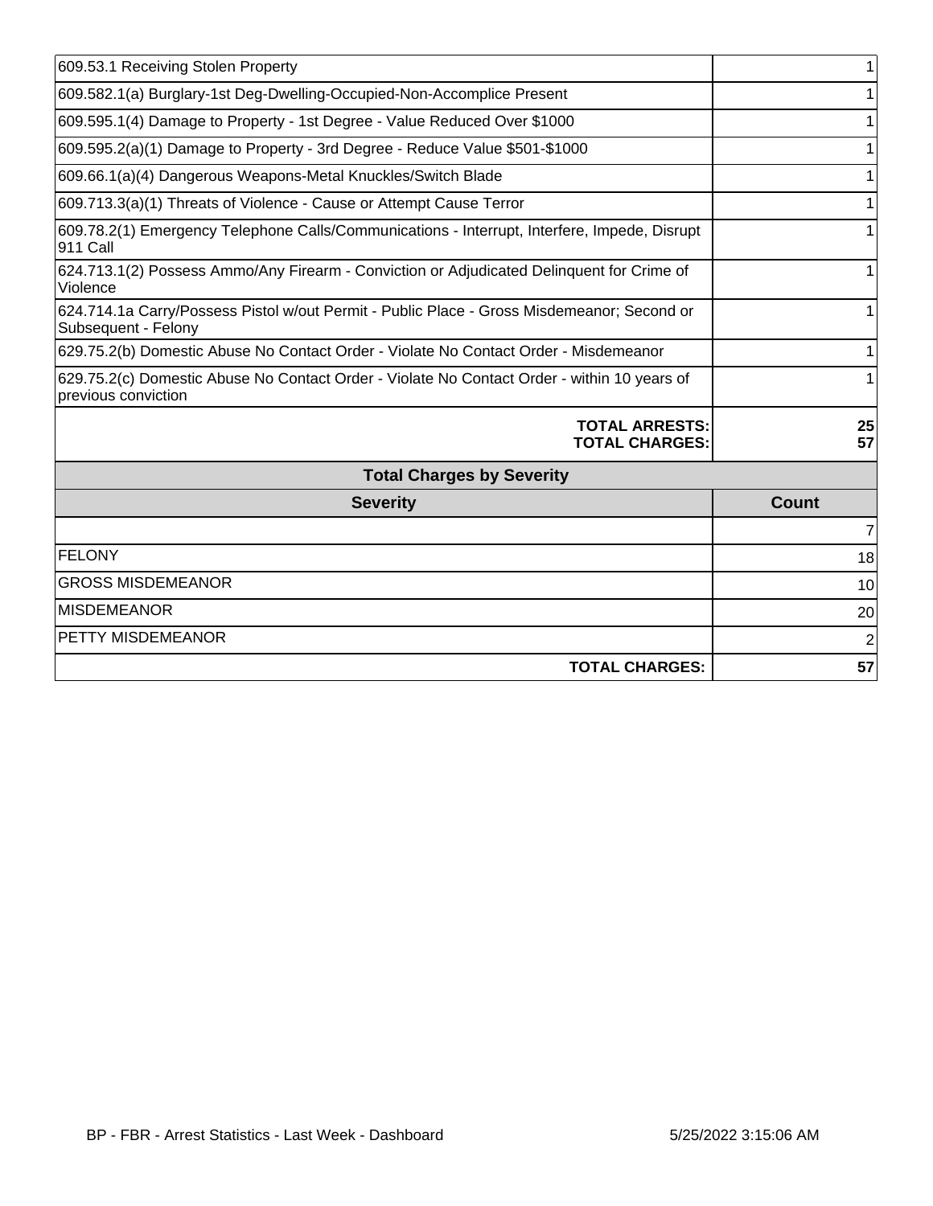| | |
|---|---|
| 609.53.1 Receiving Stolen Property | 1 |
| 609.582.1(a) Burglary-1st Deg-Dwelling-Occupied-Non-Accomplice Present | 1 |
| 609.595.1(4) Damage to Property - 1st Degree - Value Reduced Over $1000 | 1 |
| 609.595.2(a)(1) Damage to Property - 3rd Degree - Reduce Value $501-$1000 | 1 |
| 609.66.1(a)(4) Dangerous Weapons-Metal Knuckles/Switch Blade | 1 |
| 609.713.3(a)(1) Threats of Violence - Cause or Attempt Cause Terror | 1 |
| 609.78.2(1) Emergency Telephone Calls/Communications - Interrupt, Interfere, Impede, Disrupt 911 Call | 1 |
| 624.713.1(2) Possess Ammo/Any Firearm - Conviction or Adjudicated Delinquent for Crime of Violence | 1 |
| 624.714.1a Carry/Possess Pistol w/out Permit - Public Place - Gross Misdemeanor; Second or Subsequent - Felony | 1 |
| 629.75.2(b) Domestic Abuse No Contact Order - Violate No Contact Order - Misdemeanor | 1 |
| 629.75.2(c) Domestic Abuse No Contact Order - Violate No Contact Order - within 10 years of previous conviction | 1 |
| **TOTAL ARRESTS:** | **25** |
| **TOTAL CHARGES:** | **57** |

## Total Charges by Severity

| Severity | Count |
|---|---|
| | 7 |
| FELONY | 18 |
| GROSS MISDEMEANOR | 10 |
| MISDEMEANOR | 20 |
| PETTY MISDEMEANOR | 2 |
| **TOTAL CHARGES:** | **57** |